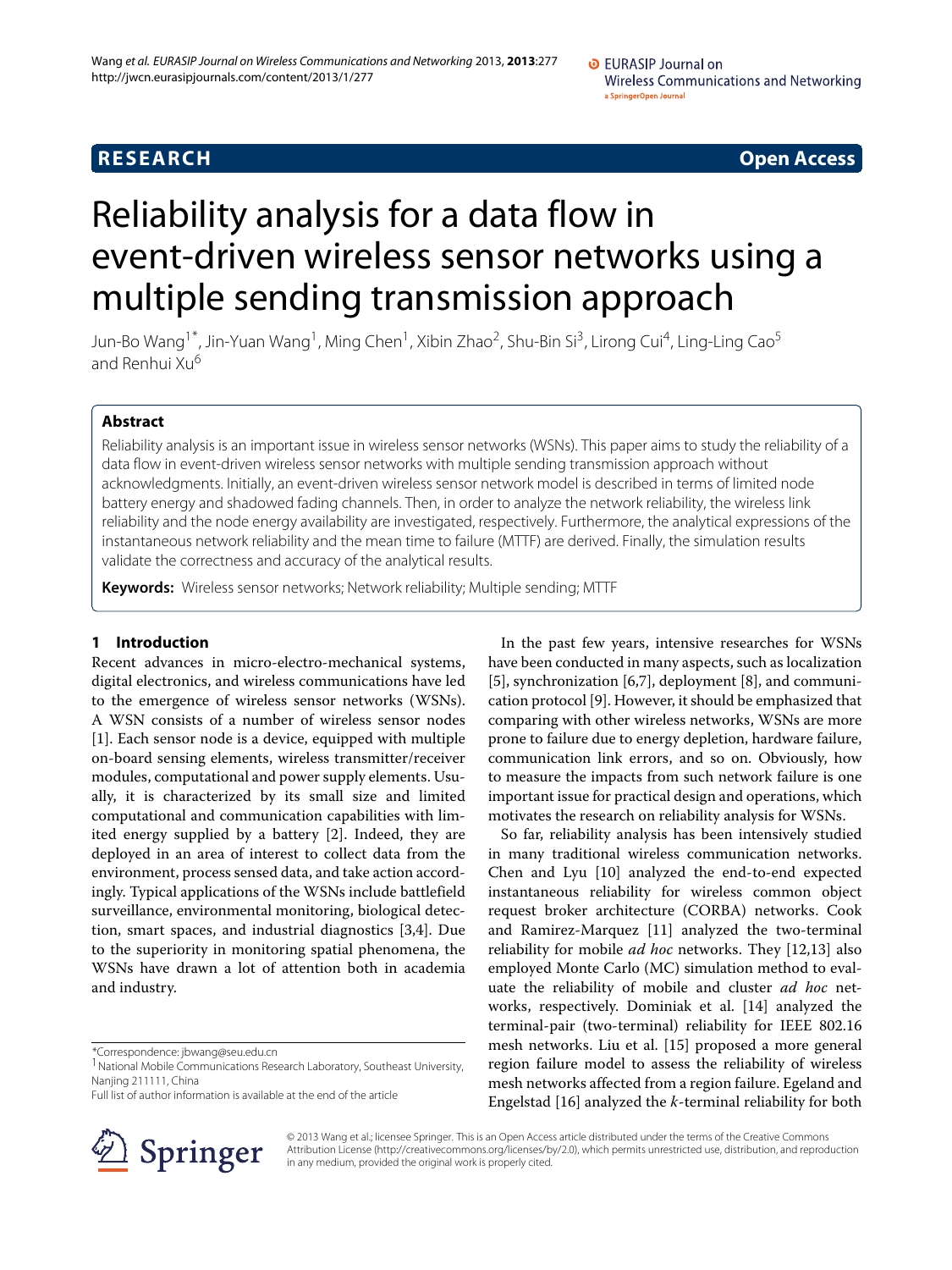**RESEARCH** **Open Access**

# Reliability analysis for a data flow in event-driven wireless sensor networks using a multiple sending transmission approach

Jun-Bo Wang[1*], Jin-Yuan Wang[1], Ming Chen[1], Xibin Zhao[2], Shu-Bin Si[3], Lirong Cui[4], Ling-Ling Cao[5] and Renhui Xu[6]

## Abstract

Reliability analysis is an important issue in wireless sensor networks (WSNs). This paper aims to study the reliability of a data flow in event-driven wireless sensor networks with multiple sending transmission approach without acknowledgments. Initially, an event-driven wireless sensor network model is described in terms of limited node battery energy and shadowed fading channels. Then, in order to analyze the network reliability, the wireless link reliability and the node energy availability are investigated, respectively. Furthermore, the analytical expressions of the instantaneous network reliability and the mean time to failure (MTTF) are derived. Finally, the simulation results validate the correctness and accuracy of the analytical results.

**Keywords:** Wireless sensor networks; Network reliability; Multiple sending; MTTF

## 1 Introduction

Recent advances in micro-electro-mechanical systems, digital electronics, and wireless communications have led to the emergence of wireless sensor networks (WSNs). A WSN consists of a number of wireless sensor nodes [1]. Each sensor node is a device, equipped with multiple on-board sensing elements, wireless transmitter/receiver modules, computational and power supply elements. Usually, it is characterized by its small size and limited computational and communication capabilities with limited energy supplied by a battery [2]. Indeed, they are deployed in an area of interest to collect data from the environment, process sensed data, and take action accordingly. Typical applications of the WSNs include battlefield surveillance, environmental monitoring, biological detection, smart spaces, and industrial diagnostics [3,4]. Due to the superiority in monitoring spatial phenomena, the WSNs have drawn a lot of attention both in academia and industry.

In the past few years, intensive researches for WSNs have been conducted in many aspects, such as localization [5], synchronization [6,7], deployment [8], and communication protocol [9]. However, it should be emphasized that comparing with other wireless networks, WSNs are more prone to failure due to energy depletion, hardware failure, communication link errors, and so on. Obviously, how to measure the impacts from such network failure is one important issue for practical design and operations, which motivates the research on reliability analysis for WSNs.

So far, reliability analysis has been intensively studied in many traditional wireless communication networks. Chen and Lyu [10] analyzed the end-to-end expected instantaneous reliability for wireless common object request broker architecture (CORBA) networks. Cook and Ramirez-Marquez [11] analyzed the two-terminal reliability for mobile *ad hoc* networks. They [12,13] also employed Monte Carlo (MC) simulation method to evaluate the reliability of mobile and cluster *ad hoc* networks, respectively. Dominiak et al. [14] analyzed the terminal-pair (two-terminal) reliability for IEEE 802.16 mesh networks. Liu et al. [15] proposed a more general region failure model to assess the reliability of wireless mesh networks affected from a region failure. Egeland and Engelstad [16] analyzed the *k*-terminal reliability for both

*Correspondence: jbwang@seu.edu.cn
[1] National Mobile Communications Research Laboratory, Southeast University, Nanjing 211111, China
Full list of author information is available at the end of the article

© 2013 Wang et al.; licensee Springer. This is an Open Access article distributed under the terms of the Creative Commons Attribution License (http://creativecommons.org/licenses/by/2.0), which permits unrestricted use, distribution, and reproduction in any medium, provided the original work is properly cited.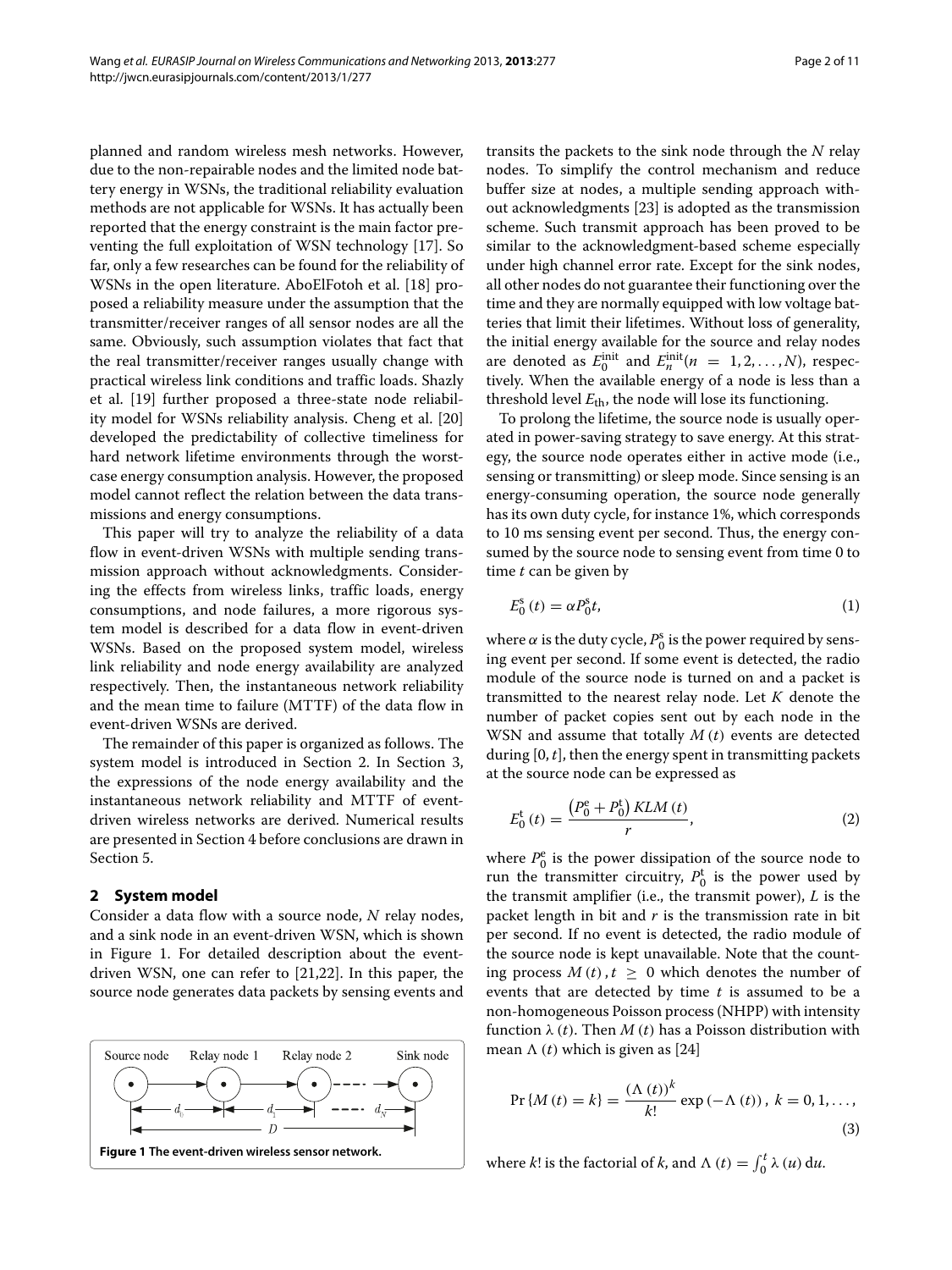planned and random wireless mesh networks. However, due to the non-repairable nodes and the limited node battery energy in WSNs, the traditional reliability evaluation methods are not applicable for WSNs. It has actually been reported that the energy constraint is the main factor preventing the full exploitation of WSN technology [17]. So far, only a few researches can be found for the reliability of WSNs in the open literature. AboElFotoh et al. [18] proposed a reliability measure under the assumption that the transmitter/receiver ranges of all sensor nodes are all the same. Obviously, such assumption violates that fact that the real transmitter/receiver ranges usually change with practical wireless link conditions and traffic loads. Shazly et al. [19] further proposed a three-state node reliability model for WSNs reliability analysis. Cheng et al. [20] developed the predictability of collective timeliness for hard network lifetime environments through the worst-case energy consumption analysis. However, the proposed model cannot reflect the relation between the data transmissions and energy consumptions.

This paper will try to analyze the reliability of a data flow in event-driven WSNs with multiple sending transmission approach without acknowledgments. Considering the effects from wireless links, traffic loads, energy consumptions, and node failures, a more rigorous system model is described for a data flow in event-driven WSNs. Based on the proposed system model, wireless link reliability and node energy availability are analyzed respectively. Then, the instantaneous network reliability and the mean time to failure (MTTF) of the data flow in event-driven WSNs are derived.

The remainder of this paper is organized as follows. The system model is introduced in Section 2. In Section 3, the expressions of the node energy availability and the instantaneous network reliability and MTTF of event-driven wireless networks are derived. Numerical results are presented in Section 4 before conclusions are drawn in Section 5.

## 2 System model

Consider a data flow with a source node, $N$ relay nodes, and a sink node in an event-driven WSN, which is shown in Figure 1. For detailed description about the event-driven WSN, one can refer to [21,22]. In this paper, the source node generates data packets by sensing events and transits the packets to the sink node through the $N$ relay nodes. To simplify the control mechanism and reduce buffer size at nodes, a multiple sending approach without acknowledgments [23] is adopted as the transmission scheme. Such transmit approach has been proved to be similar to the acknowledgment-based scheme especially under high channel error rate. Except for the sink nodes, all other nodes do not guarantee their functioning over the time and they are normally equipped with low voltage batteries that limit their lifetimes. Without loss of generality, the initial energy available for the source and relay nodes are denoted as $E_0^{\text{init}}$ and $E_n^{\text{init}} (n = 1, 2, \ldots, N)$, respectively. When the available energy of a node is less than a threshold level $E_{\text{th}}$, the node will lose its functioning.

Figure 1 The event-driven wireless sensor network.

To prolong the lifetime, the source node is usually operated in power-saving strategy to save energy. At this strategy, the source node operates either in active mode (i.e., sensing or transmitting) or sleep mode. Since sensing is an energy-consuming operation, the source node generally has its own duty cycle, for instance 1%, which corresponds to 10 ms sensing event per second. Thus, the energy consumed by the source node to sensing event from time 0 to time $t$ can be given by

$$E_0^{\text{s}}(t) = \alpha P_0^{\text{s}} t, \tag{1}$$

where $\alpha$ is the duty cycle, $P_0^{\text{s}}$ is the power required by sensing event per second. If some event is detected, the radio module of the source node is turned on and a packet is transmitted to the nearest relay node. Let $K$ denote the number of packet copies sent out by each node in the WSN and assume that totally $M(t)$ events are detected during $[0, t]$, then the energy spent in transmitting packets at the source node can be expressed as

$$E_0^{\text{t}}(t) = \frac{\left(P_0^{\text{e}} + P_0^{\text{t}}\right) KLM(t)}{r}, \tag{2}$$

where $P_0^{\text{e}}$ is the power dissipation of the source node to run the transmitter circuitry, $P_0^{\text{t}}$ is the power used by the transmit amplifier (i.e., the transmit power), $L$ is the packet length in bit and $r$ is the transmission rate in bit per second. If no event is detected, the radio module of the source node is kept unavailable. Note that the counting process $M(t), t \geq 0$ which denotes the number of events that are detected by time $t$ is assumed to be a non-homogeneous Poisson process (NHPP) with intensity function $\lambda(t)$. Then $M(t)$ has a Poisson distribution with mean $\Lambda(t)$ which is given as [24]

$$\Pr\{M(t) = k\} = \frac{(\Lambda(t))^k}{k!} \exp(-\Lambda(t)), \ k = 0, 1, \ldots, \tag{3}$$

where $k!$ is the factorial of $k$, and $\Lambda(t) = \int_0^t \lambda(u)\, \mathrm{d}u$.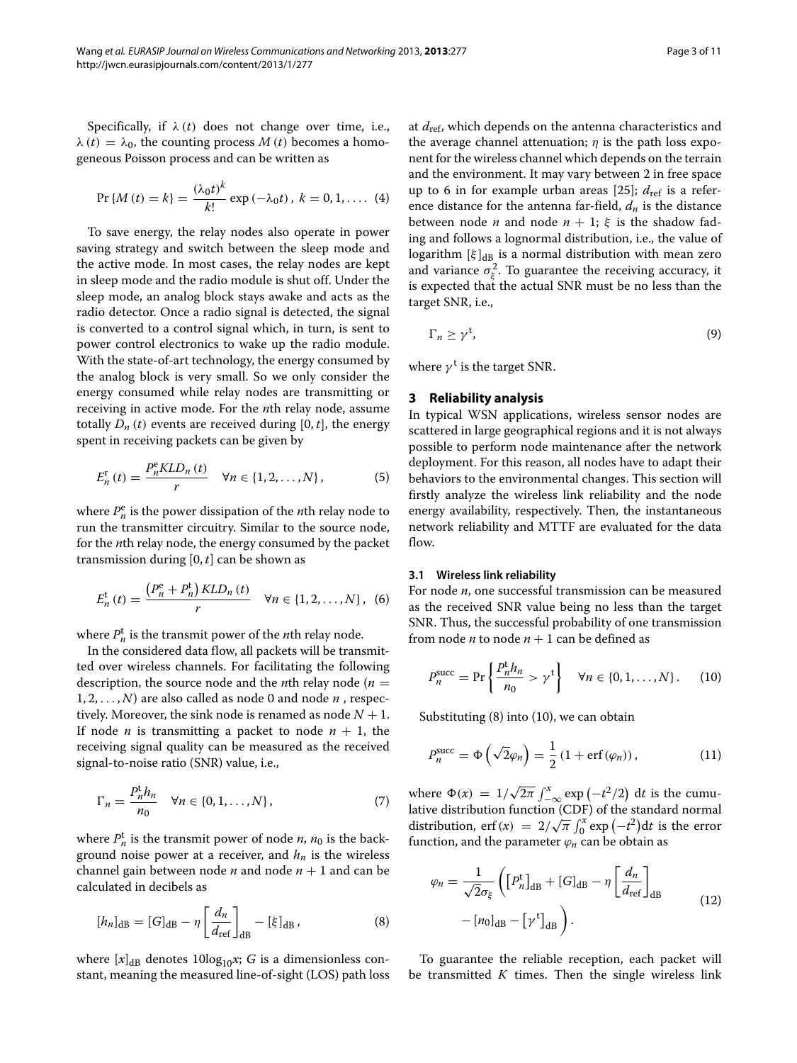Specifically, if $\lambda(t)$ does not change over time, i.e., $\lambda(t) = \lambda_0$, the counting process $M(t)$ becomes a homogeneous Poisson process and can be written as

$$\Pr\{M(t) = k\} = \frac{(\lambda_0 t)^k}{k!} \exp(-\lambda_0 t),\ k = 0, 1, \ldots. \quad (4)$$

To save energy, the relay nodes also operate in power saving strategy and switch between the sleep mode and the active mode. In most cases, the relay nodes are kept in sleep mode and the radio module is shut off. Under the sleep mode, an analog block stays awake and acts as the radio detector. Once a radio signal is detected, the signal is converted to a control signal which, in turn, is sent to power control electronics to wake up the radio module. With the state-of-art technology, the energy consumed by the analog block is very small. So we only consider the energy consumed while relay nodes are transmitting or receiving in active mode. For the $n$th relay node, assume totally $D_n(t)$ events are received during $[0, t]$, the energy spent in receiving packets can be given by

$$E_n^{\mathrm{r}}(t) = \frac{P_n^{\mathrm{e}} KLD_n(t)}{r} \quad \forall n \in \{1, 2, \ldots, N\}, \quad (5)$$

where $P_n^{\mathrm{e}}$ is the power dissipation of the $n$th relay node to run the transmitter circuitry. Similar to the source node, for the $n$th relay node, the energy consumed by the packet transmission during $[0, t]$ can be shown as

$$E_n^{\mathrm{t}}(t) = \frac{\left(P_n^{\mathrm{e}} + P_n^{\mathrm{t}}\right) KLD_n(t)}{r} \quad \forall n \in \{1, 2, \ldots, N\}, \quad (6)$$

where $P_n^{\mathrm{t}}$ is the transmit power of the $n$th relay node.

In the considered data flow, all packets will be transmitted over wireless channels. For facilitating the following description, the source node and the $n$th relay node ($n = 1, 2, \ldots, N$) are also called as node 0 and node $n$ , respectively. Moreover, the sink node is renamed as node $N + 1$. If node $n$ is transmitting a packet to node $n + 1$, the receiving signal quality can be measured as the received signal-to-noise ratio (SNR) value, i.e.,

$$\Gamma_n = \frac{P_n^{\mathrm{t}} h_n}{n_0} \quad \forall n \in \{0, 1, \ldots, N\}, \quad (7)$$

where $P_n^{\mathrm{t}}$ is the transmit power of node $n$, $n_0$ is the background noise power at a receiver, and $h_n$ is the wireless channel gain between node $n$ and node $n + 1$ and can be calculated in decibels as

$$[h_n]_{\mathrm{dB}} = [G]_{\mathrm{dB}} - \eta \left[\frac{d_n}{d_{\mathrm{ref}}}\right]_{\mathrm{dB}} - [\xi]_{\mathrm{dB}}, \quad (8)$$

where $[x]_{\mathrm{dB}}$ denotes $10\log_{10}x$; $G$ is a dimensionless constant, meaning the measured line-of-sight (LOS) path loss at $d_{\mathrm{ref}}$, which depends on the antenna characteristics and the average channel attenuation; $\eta$ is the path loss exponent for the wireless channel which depends on the terrain and the environment. It may vary between 2 in free space up to 6 in for example urban areas [25]; $d_{\mathrm{ref}}$ is a reference distance for the antenna far-field, $d_n$ is the distance between node $n$ and node $n + 1$; $\xi$ is the shadow fading and follows a lognormal distribution, i.e., the value of logarithm $[\xi]_{\mathrm{dB}}$ is a normal distribution with mean zero and variance $\sigma_\xi^2$. To guarantee the receiving accuracy, it is expected that the actual SNR must be no less than the target SNR, i.e.,

$$\Gamma_n \geq \gamma^{\mathrm{t}}, \quad (9)$$

where $\gamma^{\mathrm{t}}$ is the target SNR.

## 3 Reliability analysis

In typical WSN applications, wireless sensor nodes are scattered in large geographical regions and it is not always possible to perform node maintenance after the network deployment. For this reason, all nodes have to adapt their behaviors to the environmental changes. This section will firstly analyze the wireless link reliability and the node energy availability, respectively. Then, the instantaneous network reliability and MTTF are evaluated for the data flow.

### 3.1 Wireless link reliability

For node $n$, one successful transmission can be measured as the received SNR value being no less than the target SNR. Thus, the successful probability of one transmission from node $n$ to node $n + 1$ can be defined as

$$P_n^{\mathrm{succ}} = \Pr\left\{\frac{P_n^{\mathrm{t}} h_n}{n_0} > \gamma^{\mathrm{t}}\right\} \quad \forall n \in \{0, 1, \ldots, N\}. \quad (10)$$

Substituting (8) into (10), we can obtain

$$P_n^{\mathrm{succ}} = \Phi\left(\sqrt{2}\varphi_n\right) = \frac{1}{2}\left(1 + \mathrm{erf}(\varphi_n)\right), \quad (11)$$

where $\Phi(x) = 1/\sqrt{2\pi}\int_{-\infty}^{x} \exp\left(-t^2/2\right)\,\mathrm{d}t$ is the cumulative distribution function (CDF) of the standard normal distribution, $\mathrm{erf}(x) = 2/\sqrt{\pi}\int_0^x \exp\left(-t^2\right)\mathrm{d}t$ is the error function, and the parameter $\varphi_n$ can be obtain as

$$\varphi_n = \frac{1}{\sqrt{2}\sigma_\xi}\left(\left[P_n^{\mathrm{t}}\right]_{\mathrm{dB}} + [G]_{\mathrm{dB}} - \eta\left[\frac{d_n}{d_{\mathrm{ref}}}\right]_{\mathrm{dB}} - [n_0]_{\mathrm{dB}} - \left[\gamma^{\mathrm{t}}\right]_{\mathrm{dB}}\right). \quad (12)$$

To guarantee the reliable reception, each packet will be transmitted $K$ times. Then the single wireless link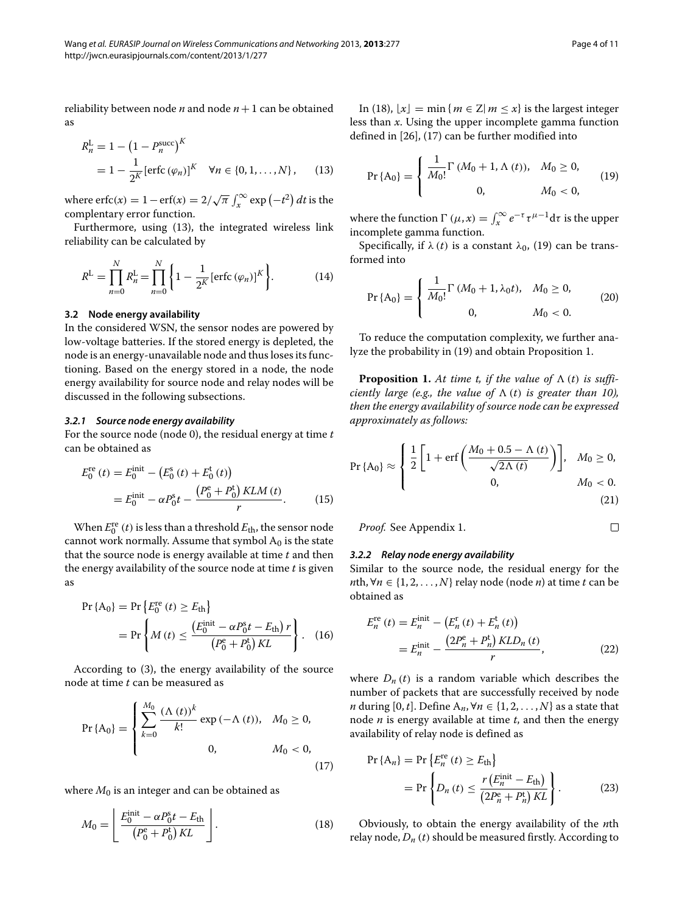reliability between node $n$ and node $n+1$ can be obtained as

$$R_n^{\mathrm{L}} = 1 - \left(1 - P_n^{\mathrm{succ}}\right)^K = 1 - \frac{1}{2^K}\left[\mathrm{erfc}\left(\varphi_n\right)\right]^K \quad \forall n \in \{0, 1, \ldots, N\}, \tag{13}$$

where $\mathrm{erfc}(x) = 1 - \mathrm{erf}(x) = 2/\sqrt{\pi}\int_x^{\infty} \exp\left(-t^2\right) dt$ is the complentary error function.

Furthermore, using (13), the integrated wireless link reliability can be calculated by

$$R^{\mathrm{L}} = \prod_{n=0}^{N} R_n^{\mathrm{L}} = \prod_{n=0}^{N}\left\{1 - \frac{1}{2^K}\left[\mathrm{erfc}\left(\varphi_n\right)\right]^K\right\}. \tag{14}$$

### 3.2 Node energy availability

In the considered WSN, the sensor nodes are powered by low-voltage batteries. If the stored energy is depleted, the node is an energy-unavailable node and thus loses its functioning. Based on the energy stored in a node, the node energy availability for source node and relay nodes will be discussed in the following subsections.

#### 3.2.1 Source node energy availability

For the source node (node 0), the residual energy at time $t$ can be obtained as

$$E_0^{\mathrm{re}}(t) = E_0^{\mathrm{init}} - \left(E_0^{\mathrm{s}}(t) + E_0^{\mathrm{t}}(t)\right) = E_0^{\mathrm{init}} - \alpha P_0^{\mathrm{s}} t - \frac{\left(P_0^{\mathrm{e}} + P_0^{\mathrm{t}}\right) KLM(t)}{r}. \tag{15}$$

When $E_0^{\mathrm{re}}(t)$ is less than a threshold $E_{\mathrm{th}}$, the sensor node cannot work normally. Assume that symbol $\mathrm{A}_0$ is the state that the source node is energy available at time $t$ and then the energy availability of the source node at time $t$ is given as

$$\Pr\{\mathrm{A}_0\} = \Pr\left\{E_0^{\mathrm{re}}(t) \geq E_{\mathrm{th}}\right\} = \Pr\left\{M(t) \leq \frac{\left(E_0^{\mathrm{init}} - \alpha P_0^{\mathrm{s}} t - E_{\mathrm{th}}\right) r}{\left(P_0^{\mathrm{e}} + P_0^{\mathrm{t}}\right) KL}\right\}. \tag{16}$$

According to (3), the energy availability of the source node at time $t$ can be measured as

$$\Pr\{\mathrm{A}_0\} = \begin{cases} \displaystyle\sum_{k=0}^{M_0} \frac{(\Lambda(t))^k}{k!} \exp(-\Lambda(t)), & M_0 \geq 0, \\ 0, & M_0 < 0, \end{cases} \tag{17}$$

where $M_0$ is an integer and can be obtained as

$$M_0 = \left\lfloor \frac{E_0^{\mathrm{init}} - \alpha P_0^{\mathrm{s}} t - E_{\mathrm{th}}}{\left(P_0^{\mathrm{e}} + P_0^{\mathrm{t}}\right) KL} \right\rfloor. \tag{18}$$

In (18), $\lfloor x \rfloor = \min\{m \in \mathrm{Z} | m \leq x\}$ is the largest integer less than $x$. Using the upper incomplete gamma function defined in [26], (17) can be further modified into

$$\Pr\{\mathrm{A}_0\} = \begin{cases} \dfrac{1}{M_0!}\Gamma\left(M_0 + 1, \Lambda(t)\right), & M_0 \geq 0, \\ 0, & M_0 < 0, \end{cases} \tag{19}$$

where the function $\Gamma(\mu, x) = \int_x^{\infty} e^{-\tau}\tau^{\mu-1} d\tau$ is the upper incomplete gamma function.

Specifically, if $\lambda(t)$ is a constant $\lambda_0$, (19) can be transformed into

$$\Pr\{\mathrm{A}_0\} = \begin{cases} \dfrac{1}{M_0!}\Gamma\left(M_0 + 1, \lambda_0 t\right), & M_0 \geq 0, \\ 0, & M_0 < 0. \end{cases} \tag{20}$$

To reduce the computation complexity, we further analyze the probability in (19) and obtain Proposition 1.

**Proposition 1.** *At time $t$, if the value of $\Lambda(t)$ is sufficiently large (e.g., the value of $\Lambda(t)$ is greater than 10), then the energy availability of source node can be expressed approximately as follows:*

$$\Pr\{\mathrm{A}_0\} \approx \begin{cases} \dfrac{1}{2}\left[1 + \mathrm{erf}\left(\dfrac{M_0 + 0.5 - \Lambda(t)}{\sqrt{2\Lambda(t)}}\right)\right], & M_0 \geq 0, \\ 0, & M_0 < 0. \end{cases} \tag{21}$$

*Proof.* See Appendix 1. □

#### 3.2.2 Relay node energy availability

Similar to the source node, the residual energy for the $n$th, $\forall n \in \{1, 2, \ldots, N\}$ relay node (node $n$) at time $t$ can be obtained as

$$E_n^{\mathrm{re}}(t) = E_n^{\mathrm{init}} - \left(E_n^{\mathrm{r}}(t) + E_n^{\mathrm{t}}(t)\right) = E_n^{\mathrm{init}} - \frac{\left(2P_n^{\mathrm{e}} + P_n^{\mathrm{t}}\right) KLD_n(t)}{r}, \tag{22}$$

where $D_n(t)$ is a random variable which describes the number of packets that are successfully received by node $n$ during $[0, t]$. Define $\mathrm{A}_n, \forall n \in \{1, 2, \ldots, N\}$ as a state that node $n$ is energy available at time $t$, and then the energy availability of relay node is defined as

$$\Pr\{\mathrm{A}_n\} = \Pr\left\{E_n^{\mathrm{re}}(t) \geq E_{\mathrm{th}}\right\} = \Pr\left\{D_n(t) \leq \frac{r\left(E_n^{\mathrm{init}} - E_{\mathrm{th}}\right)}{\left(2P_n^{\mathrm{e}} + P_n^{\mathrm{t}}\right) KL}\right\}. \tag{23}$$

Obviously, to obtain the energy availability of the $n$th relay node, $D_n(t)$ should be measured firstly. According to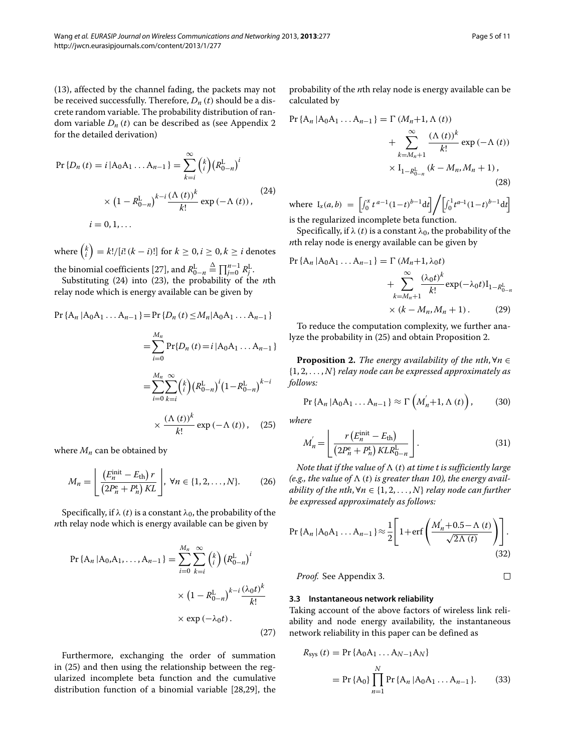(13), affected by the channel fading, the packets may not be received successfully. Therefore, $D_n(t)$ should be a discrete random variable. The probability distribution of random variable $D_n(t)$ can be described as (see Appendix 2 for the detailed derivation)

$$\Pr\{D_n(t)=i\,|\mathrm{A}_0\mathrm{A}_1\ldots\mathrm{A}_{n-1}\}=\sum_{k=i}^{\infty}\binom{k}{i}\left(R_{0-n}^{\mathrm{L}}\right)^i \times\left(1-R_{0-n}^{\mathrm{L}}\right)^{k-i}\frac{(\Lambda(t))^k}{k!}\exp(-\Lambda(t)), \quad i=0,1,\ldots \tag{24}$$

where $\binom{k}{i}=k!/[i!\,(k-i)!]$ for $k\geq 0, i\geq 0, k\geq i$ denotes the binomial coefficients [27], and $R_{0-n}^{\mathrm{L}}\overset{\Delta}{=}\prod_{j=0}^{n-1}R_j^{\mathrm{L}}$.

Substituting (24) into (23), the probability of the $n$th relay node which is energy available can be given by

$$\begin{aligned}\Pr\{\mathrm{A}_n|\mathrm{A}_0\mathrm{A}_1\ldots\mathrm{A}_{n-1}\}&=\Pr\{D_n(t)\leq M_n|\mathrm{A}_0\mathrm{A}_1\ldots\mathrm{A}_{n-1}\}\\&=\sum_{i=0}^{M_n}\Pr\{D_n(t)=i\,|\mathrm{A}_0\mathrm{A}_1\ldots\mathrm{A}_{n-1}\}\\&=\sum_{i=0}^{M_n}\sum_{k=i}^{\infty}\binom{k}{i}\left(R_{0-n}^{\mathrm{L}}\right)^i\left(1-R_{0-n}^{\mathrm{L}}\right)^{k-i}\\&\quad\times\frac{(\Lambda(t))^k}{k!}\exp(-\Lambda(t)),\end{aligned} \tag{25}$$

where $M_n$ can be obtained by

$$M_n=\left\lfloor\frac{\left(E_n^{\mathrm{init}}-E_{\mathrm{th}}\right)r}{\left(2P_n^{\mathrm{e}}+P_n^{\mathrm{t}}\right)KL}\right\rfloor,\ \forall n\in\{1,2,\ldots,N\}. \tag{26}$$

Specifically, if $\lambda(t)$ is a constant $\lambda_0$, the probability of the $n$th relay node which is energy available can be given by

$$\Pr\{\mathrm{A}_n|\mathrm{A}_0,\mathrm{A}_1,\ldots,\mathrm{A}_{n-1}\}=\sum_{i=0}^{M_n}\sum_{k=i}^{\infty}\binom{k}{i}\left(R_{0-n}^{\mathrm{L}}\right)^i\times\left(1-R_{0-n}^{\mathrm{L}}\right)^{k-i}\frac{(\lambda_0 t)^k}{k!}\times\exp(-\lambda_0 t). \tag{27}$$

Furthermore, exchanging the order of summation in (25) and then using the relationship between the regularized incomplete beta function and the cumulative distribution function of a binomial variable [28,29], the probability of the $n$th relay node is energy available can be calculated by

$$\begin{aligned}\Pr\{\mathrm{A}_n|\mathrm{A}_0\mathrm{A}_1\ldots\mathrm{A}_{n-1}\}&=\Gamma(M_n+1,\Lambda(t))\\&\quad+\sum_{k=M_n+1}^{\infty}\frac{(\Lambda(t))^k}{k!}\exp(-\Lambda(t))\\&\quad\times \mathrm{I}_{1-R_{0-n}^{\mathrm{L}}}(k-M_n,M_n+1),\end{aligned} \tag{28}$$

where $\mathrm{I}_x(a,b)=\left[\int_0^x t^{a-1}(1-t)^{b-1}\mathrm{d}t\right]\Big/\left[\int_0^1 t^{a-1}(1-t)^{b-1}\mathrm{d}t\right]$ is the regularized incomplete beta function.

Specifically, if $\lambda(t)$ is a constant $\lambda_0$, the probability of the $n$th relay node is energy available can be given by

$$\begin{aligned}\Pr\{\mathrm{A}_n|\mathrm{A}_0\mathrm{A}_1\ldots\mathrm{A}_{n-1}\}&=\Gamma(M_n+1,\lambda_0 t)\\&\quad+\sum_{k=M_n+1}^{\infty}\frac{(\lambda_0 t)^k}{k!}\exp(-\lambda_0 t)\mathrm{I}_{1-R_{0-n}^{\mathrm{L}}}\\&\quad\times(k-M_n,M_n+1).\end{aligned} \tag{29}$$

To reduce the computation complexity, we further analyze the probability in (25) and obtain Proposition 2.

**Proposition 2.** *The energy availability of the nth,* $\forall n\in\{1,2,\ldots,N\}$ *relay node can be expressed approximately as follows:*

$$\Pr\{\mathrm{A}_n|\mathrm{A}_0\mathrm{A}_1\ldots\mathrm{A}_{n-1}\}\approx\Gamma\left(M_n^{'}+1,\Lambda(t)\right), \tag{30}$$

*where*

$$M_n^{'}=\left\lfloor\frac{r\left(E_n^{\mathrm{init}}-E_{\mathrm{th}}\right)}{\left(2P_n^{\mathrm{e}}+P_n^{\mathrm{t}}\right)KLR_{0-n}^{\mathrm{L}}}\right\rfloor. \tag{31}$$

*Note that if the value of* $\Lambda(t)$ *at time t is sufficiently large (e.g., the value of* $\Lambda(t)$ *is greater than 10), the energy availability of the nth,* $\forall n\in\{1,2,\ldots,N\}$ *relay node can further be expressed approximately as follows:*

$$\Pr\{\mathrm{A}_n|\mathrm{A}_0\mathrm{A}_1\ldots\mathrm{A}_{n-1}\}\approx\frac{1}{2}\left[1+\mathrm{erf}\left(\frac{M_n^{'}+0.5-\Lambda(t)}{\sqrt{2\Lambda(t)}}\right)\right]. \tag{32}$$

*Proof.* See Appendix 3. □

### 3.3 Instantaneous network reliability

Taking account of the above factors of wireless link reliability and node energy availability, the instantaneous network reliability in this paper can be defined as

$$\begin{aligned}R_{\mathrm{sys}}(t)&=\Pr\{\mathrm{A}_0\mathrm{A}_1\ldots\mathrm{A}_{N-1}\mathrm{A}_N\}\\&=\Pr\{\mathrm{A}_0\}\prod_{n=1}^{N}\Pr\{\mathrm{A}_n|\mathrm{A}_0\mathrm{A}_1\ldots\mathrm{A}_{n-1}\}.\end{aligned} \tag{33}$$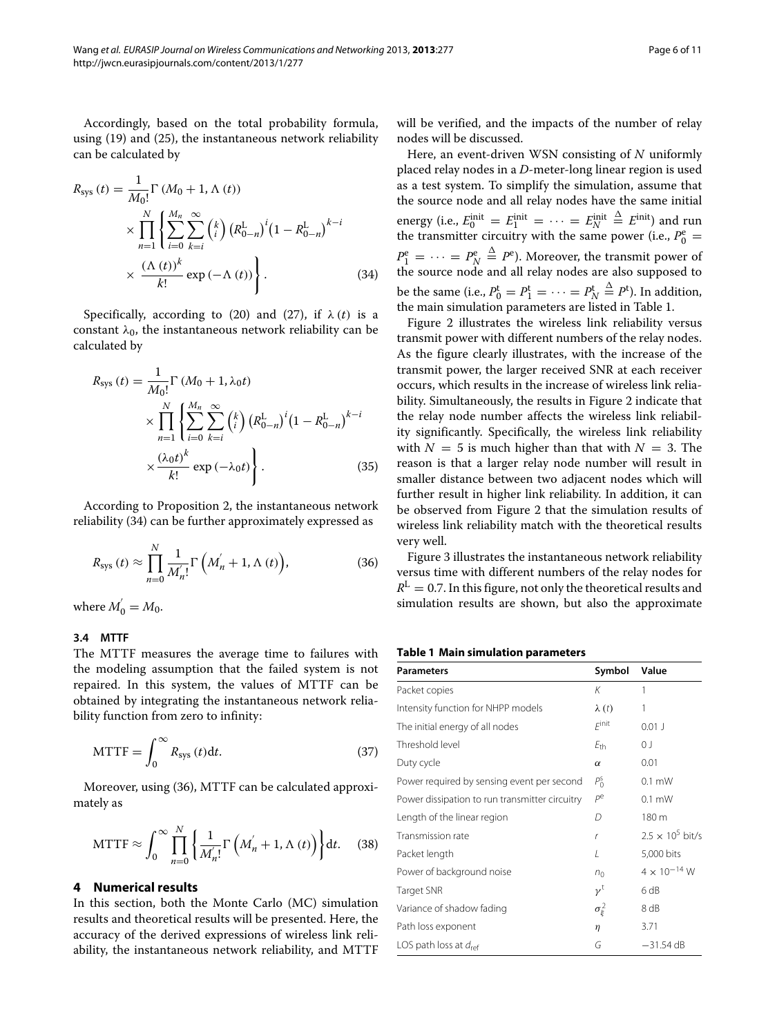Accordingly, based on the total probability formula, using (19) and (25), the instantaneous network reliability can be calculated by

$$
\begin{aligned}
R_{\text{sys}}(t) = & \frac{1}{M_0!}\Gamma\left(M_0+1, \Lambda(t)\right) \\
& \times \prod_{n=1}^{N}\left\{\sum_{i=0}^{M_n}\sum_{k=i}^{\infty}\binom{k}{i}\left(R_{0-n}^{\text{L}}\right)^{i}\left(1-R_{0-n}^{\text{L}}\right)^{k-i}\right. \\
& \left.\times \frac{\left(\Lambda(t)\right)^{k}}{k!}\exp\left(-\Lambda(t)\right)\right\}.
\end{aligned} \tag{34}
$$

Specifically, according to (20) and (27), if $\lambda(t)$ is a constant $\lambda_0$, the instantaneous network reliability can be calculated by

$$
\begin{aligned}
R_{\text{sys}}(t) = & \frac{1}{M_0!}\Gamma\left(M_0+1, \lambda_0 t\right) \\
& \times \prod_{n=1}^{N}\left\{\sum_{i=0}^{M_n}\sum_{k=i}^{\infty}\binom{k}{i}\left(R_{0-n}^{\text{L}}\right)^{i}\left(1-R_{0-n}^{\text{L}}\right)^{k-i}\right. \\
& \left.\times \frac{\left(\lambda_0 t\right)^{k}}{k!}\exp\left(-\lambda_0 t\right)\right\}.
\end{aligned} \tag{35}
$$

According to Proposition 2, the instantaneous network reliability (34) can be further approximately expressed as

$$
R_{\text{sys}}(t) \approx \prod_{n=0}^{N}\frac{1}{M_n^{'}!}\Gamma\left(M_n^{'}+1, \Lambda(t)\right), \tag{36}
$$

where $M_0^{'} = M_0$.

### 3.4 MTTF

The MTTF measures the average time to failures with the modeling assumption that the failed system is not repaired. In this system, the values of MTTF can be obtained by integrating the instantaneous network reliability function from zero to infinity:

$$
\text{MTTF} = \int_0^{\infty} R_{\text{sys}}(t)\text{d}t. \tag{37}
$$

Moreover, using (36), MTTF can be calculated approximately as

$$
\text{MTTF} \approx \int_0^{\infty}\prod_{n=0}^{N}\left\{\frac{1}{M_n^{'}!}\Gamma\left(M_n^{'}+1, \Lambda(t)\right)\right\}\text{d}t. \tag{38}
$$

## 4 Numerical results

In this section, both the Monte Carlo (MC) simulation results and theoretical results will be presented. Here, the accuracy of the derived expressions of wireless link reliability, the instantaneous network reliability, and MTTF will be verified, and the impacts of the number of relay nodes will be discussed.

Here, an event-driven WSN consisting of $N$ uniformly placed relay nodes in a $D$-meter-long linear region is used as a test system. To simplify the simulation, assume that the source node and all relay nodes have the same initial energy (i.e., $E_0^{\text{init}} = E_1^{\text{init}} = \cdots = E_N^{\text{init}} \triangleq E^{\text{init}}$) and run the transmitter circuitry with the same power (i.e., $P_0^{\text{e}} = P_1^{\text{e}} = \cdots = P_N^{\text{e}} \triangleq P^{\text{e}}$). Moreover, the transmit power of the source node and all relay nodes are also supposed to be the same (i.e., $P_0^{\text{t}} = P_1^{\text{t}} = \cdots = P_N^{\text{t}} \triangleq P^{\text{t}}$). In addition, the main simulation parameters are listed in Table 1.

Figure 2 illustrates the wireless link reliability versus transmit power with different numbers of the relay nodes. As the figure clearly illustrates, with the increase of the transmit power, the larger received SNR at each receiver occurs, which results in the increase of wireless link reliability. Simultaneously, the results in Figure 2 indicate that the relay node number affects the wireless link reliability significantly. Specifically, the wireless link reliability with $N = 5$ is much higher than that with $N = 3$. The reason is that a larger relay node number will result in smaller distance between two adjacent nodes which will further result in higher link reliability. In addition, it can be observed from Figure 2 that the simulation results of wireless link reliability match with the theoretical results very well.

Figure 3 illustrates the instantaneous network reliability versus time with different numbers of the relay nodes for $R^{\text{L}} = 0.7$. In this figure, not only the theoretical results and simulation results are shown, but also the approximate

**Table 1 Main simulation parameters**

| Parameters | Symbol | Value |
|---|---|---|
| Packet copies | $K$ | 1 |
| Intensity function for NHPP models | $\lambda(t)$ | 1 |
| The initial energy of all nodes | $E^{\text{init}}$ | 0.01 J |
| Threshold level | $E_{\text{th}}$ | 0 J |
| Duty cycle | $\alpha$ | 0.01 |
| Power required by sensing event per second | $P_0^{\text{s}}$ | 0.1 mW |
| Power dissipation to run transmitter circuitry | $P^{\text{e}}$ | 0.1 mW |
| Length of the linear region | $D$ | 180 m |
| Transmission rate | $r$ | $2.5 \times 10^5$ bit/s |
| Packet length | $L$ | 5,000 bits |
| Power of background noise | $n_0$ | $4 \times 10^{-14}$ W |
| Target SNR | $\gamma^{\text{t}}$ | 6 dB |
| Variance of shadow fading | $\sigma_\xi^2$ | 8 dB |
| Path loss exponent | $\eta$ | 3.71 |
| LOS path loss at $d_{\text{ref}}$ | $G$ | $-31.54$ dB |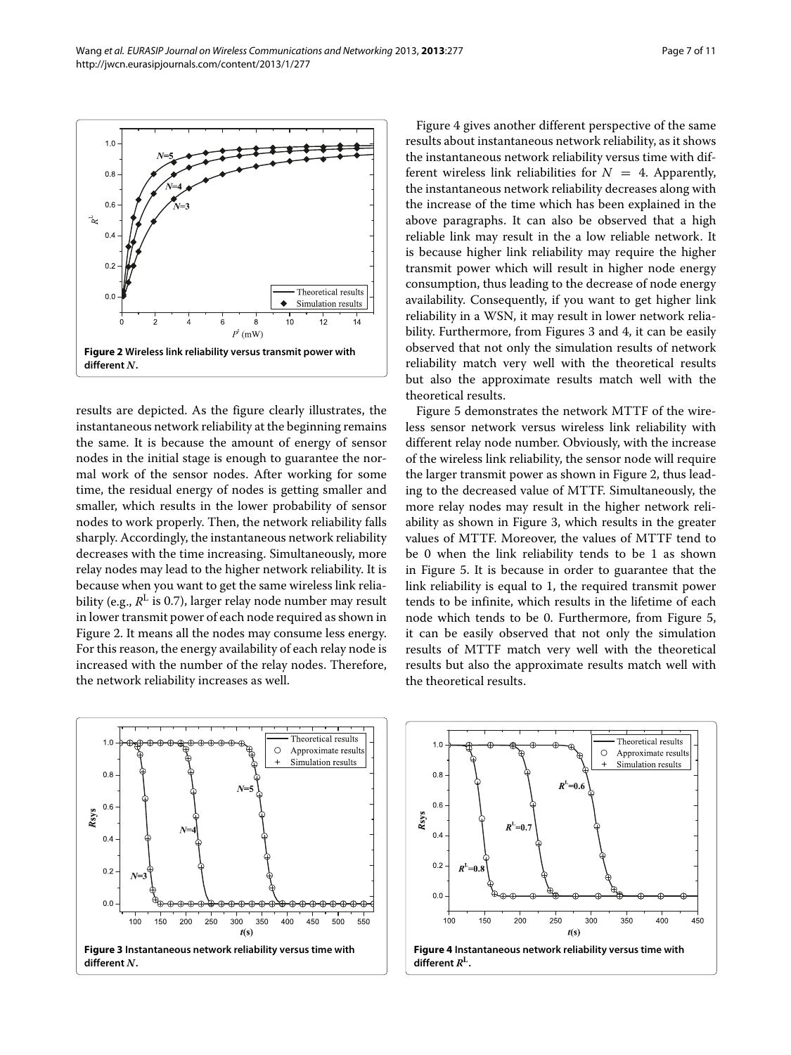Figure 2 Wireless link reliability versus transmit power with different $N$.

results are depicted. As the figure clearly illustrates, the instantaneous network reliability at the beginning remains the same. It is because the amount of energy of sensor nodes in the initial stage is enough to guarantee the normal work of the sensor nodes. After working for some time, the residual energy of nodes is getting smaller and smaller, which results in the lower probability of sensor nodes to work properly. Then, the network reliability falls sharply. Accordingly, the instantaneous network reliability decreases with the time increasing. Simultaneously, more relay nodes may lead to the higher network reliability. It is because when you want to get the same wireless link reliability (e.g., $R^{\mathrm{L}}$ is 0.7), larger relay node number may result in lower transmit power of each node required as shown in Figure 2. It means all the nodes may consume less energy. For this reason, the energy availability of each relay node is increased with the number of the relay nodes. Therefore, the network reliability increases as well.

Figure 4 gives another different perspective of the same results about instantaneous network reliability, as it shows the instantaneous network reliability versus time with different wireless link reliabilities for $N = 4$. Apparently, the instantaneous network reliability decreases along with the increase of the time which has been explained in the above paragraphs. It can also be observed that a high reliable link may result in the a low reliable network. It is because higher link reliability may require the higher transmit power which will result in higher node energy consumption, thus leading to the decrease of node energy availability. Consequently, if you want to get higher link reliability in a WSN, it may result in lower network reliability. Furthermore, from Figures 3 and 4, it can be easily observed that not only the simulation results of network reliability match very well with the theoretical results but also the approximate results match well with the theoretical results.

Figure 5 demonstrates the network MTTF of the wireless sensor network versus wireless link reliability with different relay node number. Obviously, with the increase of the wireless link reliability, the sensor node will require the larger transmit power as shown in Figure 2, thus leading to the decreased value of MTTF. Simultaneously, the more relay nodes may result in the higher network reliability as shown in Figure 3, which results in the greater values of MTTF. Moreover, the values of MTTF tend to be 0 when the link reliability tends to be 1 as shown in Figure 5. It is because in order to guarantee that the link reliability is equal to 1, the required transmit power tends to be infinite, which results in the lifetime of each node which tends to be 0. Furthermore, from Figure 5, it can be easily observed that not only the simulation results of MTTF match very well with the theoretical results but also the approximate results match well with the theoretical results.

Figure 3 Instantaneous network reliability versus time with different $N$.

Figure 4 Instantaneous network reliability versus time with different $R^{\mathrm{L}}$.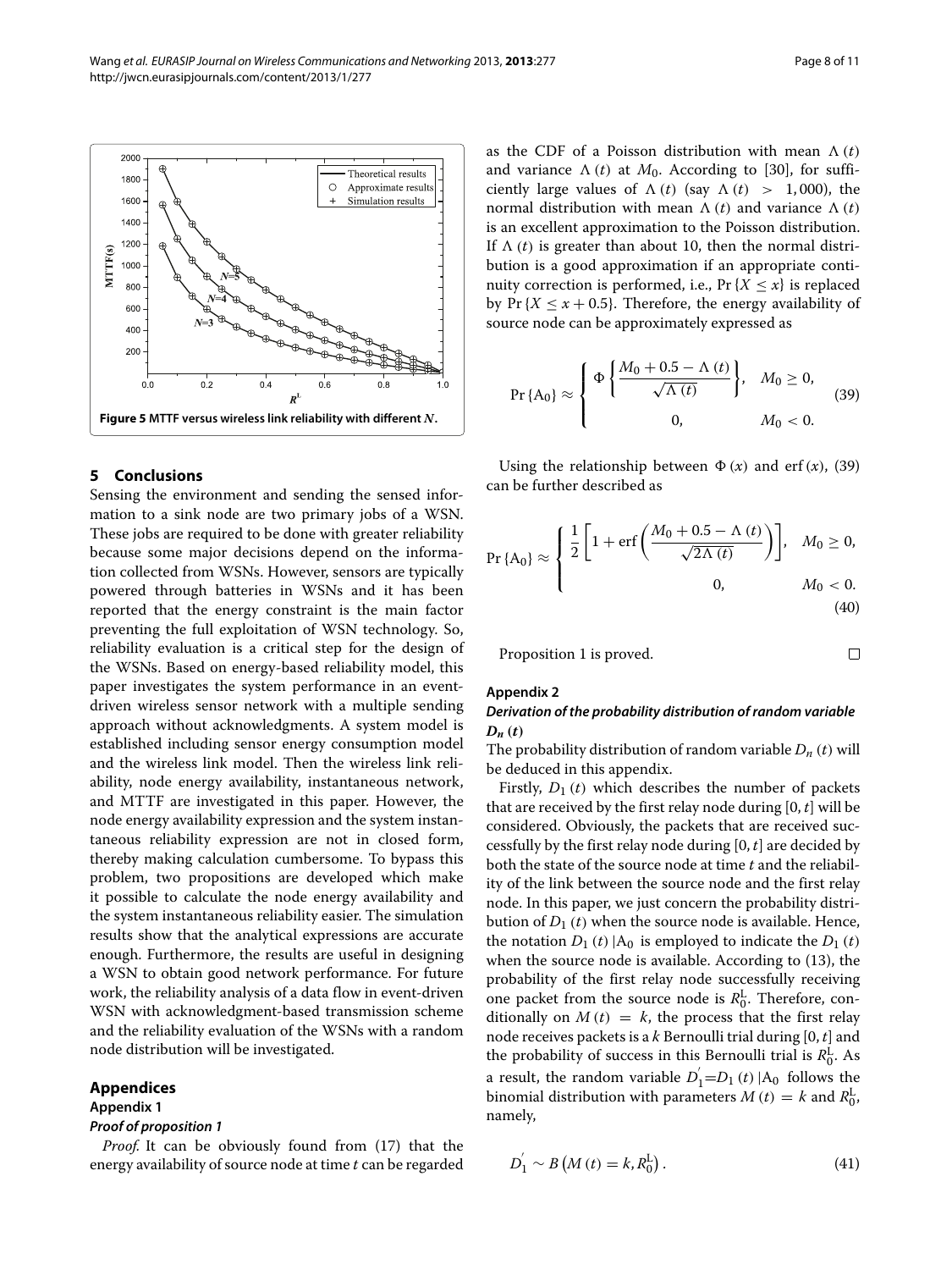**Figure 5 MTTF versus wireless link reliability with different *N*.**

## 5 Conclusions

Sensing the environment and sending the sensed information to a sink node are two primary jobs of a WSN. These jobs are required to be done with greater reliability because some major decisions depend on the information collected from WSNs. However, sensors are typically powered through batteries in WSNs and it has been reported that the energy constraint is the main factor preventing the full exploitation of WSN technology. So, reliability evaluation is a critical step for the design of the WSNs. Based on energy-based reliability model, this paper investigates the system performance in an event-driven wireless sensor network with a multiple sending approach without acknowledgments. A system model is established including sensor energy consumption model and the wireless link model. Then the wireless link reliability, node energy availability, instantaneous network, and MTTF are investigated in this paper. However, the node energy availability expression and the system instantaneous reliability expression are not in closed form, thereby making calculation cumbersome. To bypass this problem, two propositions are developed which make it possible to calculate the node energy availability and the system instantaneous reliability easier. The simulation results show that the analytical expressions are accurate enough. Furthermore, the results are useful in designing a WSN to obtain good network performance. For future work, the reliability analysis of a data flow in event-driven WSN with acknowledgment-based transmission scheme and the reliability evaluation of the WSNs with a random node distribution will be investigated.

## Appendices

### Appendix 1

#### *Proof of proposition 1*

*Proof.* It can be obviously found from (17) that the energy availability of source node at time $t$ can be regarded as the CDF of a Poisson distribution with mean $\Lambda(t)$ and variance $\Lambda(t)$ at $M_0$. According to [30], for sufficiently large values of $\Lambda(t)$ (say $\Lambda(t) > 1,000$), the normal distribution with mean $\Lambda(t)$ and variance $\Lambda(t)$ is an excellent approximation to the Poisson distribution. If $\Lambda(t)$ is greater than about 10, then the normal distribution is a good approximation if an appropriate continuity correction is performed, i.e., $\Pr\{X \le x\}$ is replaced by $\Pr\{X \le x + 0.5\}$. Therefore, the energy availability of source node can be approximately expressed as

$$\Pr\{A_0\} \approx \begin{cases} \Phi\left\{\dfrac{M_0 + 0.5 - \Lambda(t)}{\sqrt{\Lambda(t)}}\right\}, & M_0 \ge 0, \\ 0, & M_0 < 0. \end{cases} \tag{39}$$

Using the relationship between $\Phi(x)$ and $\operatorname{erf}(x)$, (39) can be further described as

$$\Pr\{A_0\} \approx \begin{cases} \dfrac{1}{2}\left[1 + \operatorname{erf}\left(\dfrac{M_0 + 0.5 - \Lambda(t)}{\sqrt{2\Lambda(t)}}\right)\right], & M_0 \ge 0, \\ 0, & M_0 < 0. \end{cases} \tag{40}$$

Proposition 1 is proved. □

### Appendix 2

#### *Derivation of the probability distribution of random variable $D_n(t)$*

The probability distribution of random variable $D_n(t)$ will be deduced in this appendix.

Firstly, $D_1(t)$ which describes the number of packets that are received by the first relay node during $[0, t]$ will be considered. Obviously, the packets that are received successfully by the first relay node during $[0, t]$ are decided by both the state of the source node at time $t$ and the reliability of the link between the source node and the first relay node. In this paper, we just concern the probability distribution of $D_1(t)$ when the source node is available. Hence, the notation $D_1(t)|A_0$ is employed to indicate the $D_1(t)$ when the source node is available. According to (13), the probability of the first relay node successfully receiving one packet from the source node is $R_0^{\mathrm{L}}$. Therefore, conditionally on $M(t) = k$, the process that the first relay node receives packets is a $k$ Bernoulli trial during $[0, t]$ and the probability of success in this Bernoulli trial is $R_0^{\mathrm{L}}$. As a result, the random variable $D_1^{'} = D_1(t)|A_0$ follows the binomial distribution with parameters $M(t) = k$ and $R_0^{\mathrm{L}}$, namely,

$$D_1^{'} \sim B\left(M(t) = k, R_0^{\mathrm{L}}\right). \tag{41}$$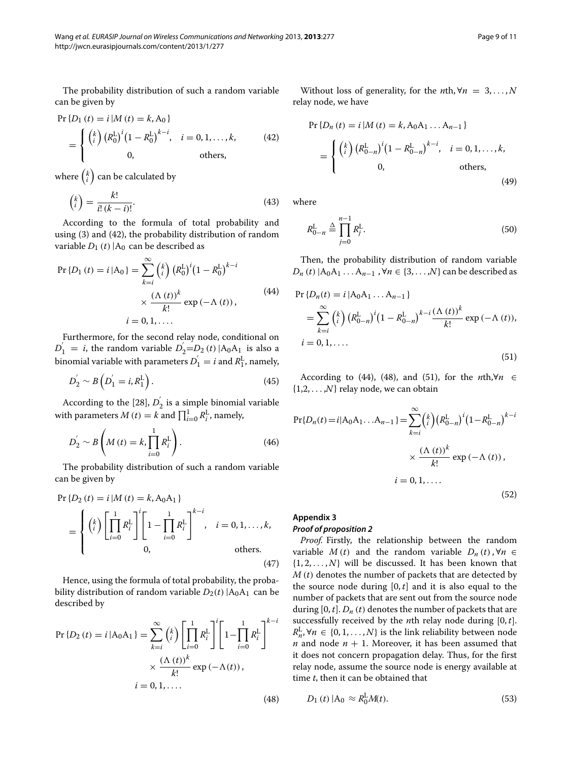The probability distribution of such a random variable can be given by

$$\Pr\{D_1(t) = i | M(t) = k, \mathrm{A}_0\} = \begin{cases} \binom{k}{i} \left(R_0^{\mathrm{L}}\right)^i \left(1 - R_0^{\mathrm{L}}\right)^{k-i}, & i = 0, 1, \ldots, k, \\ 0, & \text{others,} \end{cases} \tag{42}$$

where $\binom{k}{i}$ can be calculated by

$$\binom{k}{i} = \frac{k!}{i!\,(k-i)!}. \tag{43}$$

According to the formula of total probability and using (3) and (42), the probability distribution of random variable $D_1(t)|\mathrm{A}_0$ can be described as

$$\begin{aligned} \Pr\{D_1(t) = i | \mathrm{A}_0\} = \sum_{k=i}^{\infty} & \binom{k}{i} \left(R_0^{\mathrm{L}}\right)^i \left(1 - R_0^{\mathrm{L}}\right)^{k-i} \\ & \times \frac{(\Lambda(t))^k}{k!} \exp(-\Lambda(t)), \\ & i = 0, 1, \ldots. \end{aligned} \tag{44}$$

Furthermore, for the second relay node, conditional on $D_1' = i$, the random variable $D_2' = D_2(t)|\mathrm{A}_0\mathrm{A}_1$ is also a binomial variable with parameters $D_1' = i$ and $R_1^{\mathrm{L}}$, namely,

$$D_2' \sim B\left(D_1' = i, R_1^{\mathrm{L}}\right). \tag{45}$$

According to the [28], $D_2'$ is a simple binomial variable with parameters $M(t) = k$ and $\prod_{i=0}^{1} R_i^{\mathrm{L}}$, namely,

$$D_2' \sim B\left(M(t) = k, \prod_{i=0}^{1} R_i^{\mathrm{L}}\right). \tag{46}$$

The probability distribution of such a random variable can be given by

$$\Pr\{D_2(t) = i | M(t) = k, \mathrm{A}_0\mathrm{A}_1\} = \begin{cases} \binom{k}{i} \left[\prod_{i=0}^{1} R_i^{\mathrm{L}}\right]^i \left[1 - \prod_{i=0}^{1} R_i^{\mathrm{L}}\right]^{k-i}, & i = 0, 1, \ldots, k, \\ 0, & \text{others.} \end{cases} \tag{47}$$

Hence, using the formula of total probability, the probability distribution of random variable $D_2(t)|\mathrm{A}_0\mathrm{A}_1$ can be described by

$$\begin{aligned} \Pr\{D_2(t) = i | \mathrm{A}_0\mathrm{A}_1\} = \sum_{k=i}^{\infty} & \binom{k}{i} \left[\prod_{i=0}^{1} R_i^{\mathrm{L}}\right]^i \left[1 - \prod_{i=0}^{1} R_i^{\mathrm{L}}\right]^{k-i} \\ & \times \frac{(\Lambda(t))^k}{k!} \exp(-\Lambda(t)), \\ & i = 0, 1, \ldots. \end{aligned} \tag{48}$$

Without loss of generality, for the $n$th, $\forall n = 3, \ldots, N$ relay node, we have

$$\Pr\{D_n(t) = i | M(t) = k, \mathrm{A}_0\mathrm{A}_1 \ldots \mathrm{A}_{n-1}\} = \begin{cases} \binom{k}{i} \left(R_{0-n}^{\mathrm{L}}\right)^i \left(1 - R_{0-n}^{\mathrm{L}}\right)^{k-i}, & i = 0, 1, \ldots, k, \\ 0, & \text{others,} \end{cases} \tag{49}$$

where

$$R_{0-n}^{\mathrm{L}} \triangleq \prod_{j=0}^{n-1} R_j^{\mathrm{L}}. \tag{50}$$

Then, the probability distribution of random variable $D_n(t)|\mathrm{A}_0\mathrm{A}_1 \ldots \mathrm{A}_{n-1}$, $\forall n \in \{3, \ldots, N\}$ can be described as

$$\begin{aligned} & \Pr\{D_n(t) = i | \mathrm{A}_0\mathrm{A}_1 \ldots \mathrm{A}_{n-1}\} \\ & = \sum_{k=i}^{\infty} \binom{k}{i} \left(R_{0-n}^{\mathrm{L}}\right)^i \left(1 - R_{0-n}^{\mathrm{L}}\right)^{k-i} \frac{(\Lambda(t))^k}{k!} \exp(-\Lambda(t)), \\ & i = 0, 1, \ldots. \end{aligned} \tag{51}$$

According to (44), (48), and (51), for the $n$th, $\forall n \in \{1, 2, \ldots, N\}$ relay node, we can obtain

$$\begin{aligned} \Pr\{D_n(t) = i | \mathrm{A}_0\mathrm{A}_1 \ldots \mathrm{A}_{n-1}\} = \sum_{k=i}^{\infty} & \binom{k}{i} \left(R_{0-n}^{\mathrm{L}}\right)^i \left(1 - R_{0-n}^{\mathrm{L}}\right)^{k-i} \\ & \times \frac{(\Lambda(t))^k}{k!} \exp(-\Lambda(t)), \\ & i = 0, 1, \ldots. \end{aligned} \tag{52}$$

## Appendix 3

### Proof of proposition 2

*Proof.* Firstly, the relationship between the random variable $M(t)$ and the random variable $D_n(t)$, $\forall n \in \{1, 2, \ldots, N\}$ will be discussed. It has been known that $M(t)$ denotes the number of packets that are detected by the source node during $[0, t]$ and it is also equal to the number of packets that are sent out from the source node during $[0, t]$. $D_n(t)$ denotes the number of packets that are successfully received by the $n$th relay node during $[0, t]$. $R_n^{\mathrm{L}}$, $\forall n \in \{0, 1, \ldots, N\}$ is the link reliability between node $n$ and node $n + 1$. Moreover, it has been assumed that it does not concern propagation delay. Thus, for the first relay node, assume the source node is energy available at time $t$, then it can be obtained that

$$D_1(t)|\mathrm{A}_0 \approx R_0^{\mathrm{L}} M(t). \tag{53}$$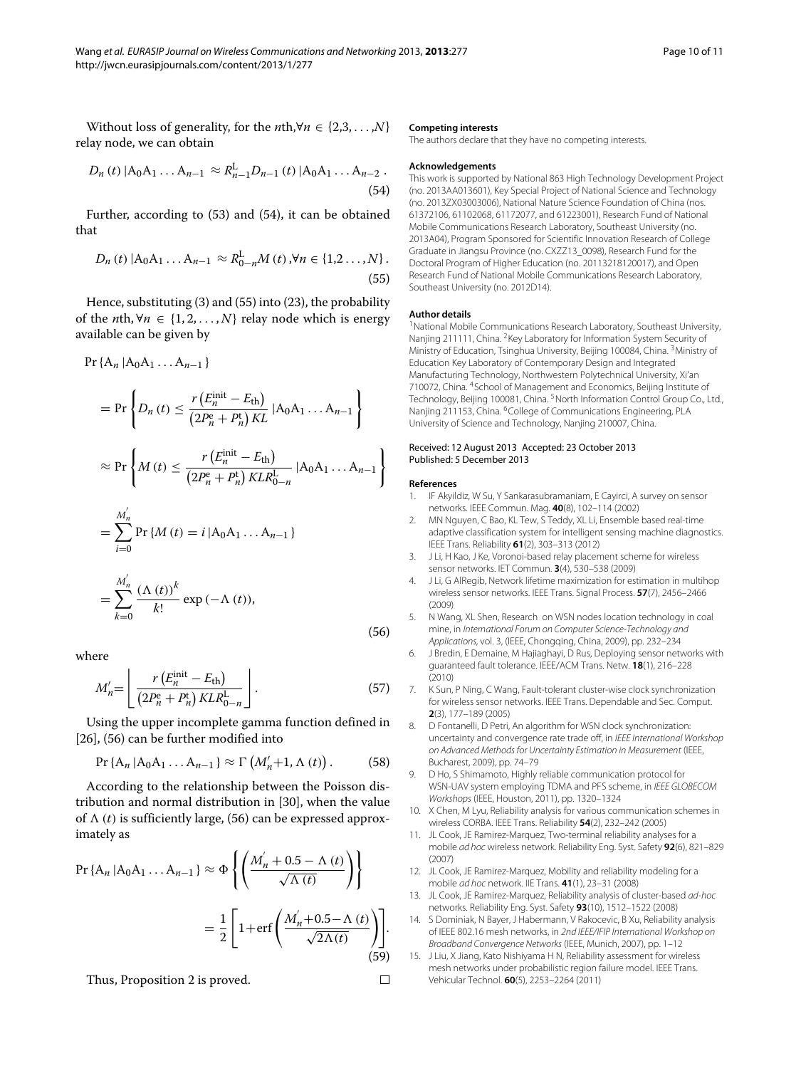Without loss of generality, for the $n$th,$\forall n \in \{2,3,\ldots,N\}$ relay node, we can obtain

$$D_n(t)\,|\mathrm{A}_0\mathrm{A}_1\ldots\mathrm{A}_{n-1} \approx R_{n-1}^{\mathrm{L}} D_{n-1}(t)\,|\mathrm{A}_0\mathrm{A}_1\ldots\mathrm{A}_{n-2}\,. \tag{54}$$

Further, according to (53) and (54), it can be obtained that

$$D_n(t)\,|\mathrm{A}_0\mathrm{A}_1\ldots\mathrm{A}_{n-1} \approx R_{0-n}^{\mathrm{L}} M(t), \forall n \in \{1,2\ldots,N\}\,. \tag{55}$$

Hence, substituting (3) and (55) into (23), the probability of the $n$th, $\forall n \in \{1,2,\ldots,N\}$ relay node which is energy available can be given by

$$\begin{aligned}
&\Pr\{\mathrm{A}_n\,|\mathrm{A}_0\mathrm{A}_1\ldots\mathrm{A}_{n-1}\} \\
&= \Pr\left\{D_n(t) \le \frac{r\left(E_n^{\mathrm{init}} - E_{\mathrm{th}}\right)}{\left(2P_n^{\mathrm{e}} + P_n^{\mathrm{t}}\right)KL}\,|\mathrm{A}_0\mathrm{A}_1\ldots\mathrm{A}_{n-1}\right\} \\
&\approx \Pr\left\{M(t) \le \frac{r\left(E_n^{\mathrm{init}} - E_{\mathrm{th}}\right)}{\left(2P_n^{\mathrm{e}} + P_n^{\mathrm{t}}\right)KLR_{0-n}^{\mathrm{L}}}\,|\mathrm{A}_0\mathrm{A}_1\ldots\mathrm{A}_{n-1}\right\} \\
&= \sum_{i=0}^{M_n'} \Pr\{M(t) = i\,|\mathrm{A}_0\mathrm{A}_1\ldots\mathrm{A}_{n-1}\} \\
&= \sum_{k=0}^{M_n'} \frac{(\Lambda(t))^k}{k!}\exp(-\Lambda(t)),
\end{aligned} \tag{56}$$

where

$$M_n' = \left\lfloor \frac{r\left(E_n^{\mathrm{init}} - E_{\mathrm{th}}\right)}{\left(2P_n^{\mathrm{e}} + P_n^{\mathrm{t}}\right)KLR_{0-n}^{\mathrm{L}}} \right\rfloor. \tag{57}$$

Using the upper incomplete gamma function defined in [26], (56) can be further modified into

$$\Pr\{\mathrm{A}_n\,|\mathrm{A}_0\mathrm{A}_1\ldots\mathrm{A}_{n-1}\} \approx \Gamma\left(M_n'+1, \Lambda(t)\right). \tag{58}$$

According to the relationship between the Poisson distribution and normal distribution in [30], when the value of $\Lambda(t)$ is sufficiently large, (56) can be expressed approximately as

$$\begin{aligned}
\Pr\{\mathrm{A}_n\,|\mathrm{A}_0\mathrm{A}_1\ldots\mathrm{A}_{n-1}\} &\approx \Phi\left\{\left(\frac{M_n' + 0.5 - \Lambda(t)}{\sqrt{\Lambda(t)}}\right)\right\} \\
&= \frac{1}{2}\left[1+\mathrm{erf}\left(\frac{M_n'+0.5-\Lambda(t)}{\sqrt{2\Lambda(t)}}\right)\right].
\end{aligned} \tag{59}$$

Thus, Proposition 2 is proved. □

### Competing interests

The authors declare that they have no competing interests.

### Acknowledgements

This work is supported by National 863 High Technology Development Project (no. 2013AA013601), Key Special Project of National Science and Technology (no. 2013ZX03003006), National Nature Science Foundation of China (nos. 61372106, 61102068, 61172077, and 61223001), Research Fund of National Mobile Communications Research Laboratory, Southeast University (no. 2013A04), Program Sponsored for Scientific Innovation Research of College Graduate in Jiangsu Province (no. CXZZ13_0098), Research Fund for the Doctoral Program of Higher Education (no. 20113218120017), and Open Research Fund of National Mobile Communications Research Laboratory, Southeast University (no. 2012D14).

### Author details

[1]National Mobile Communications Research Laboratory, Southeast University, Nanjing 211111, China. [2]Key Laboratory for Information System Security of Ministry of Education, Tsinghua University, Beijing 100084, China. [3]Ministry of Education Key Laboratory of Contemporary Design and Integrated Manufacturing Technology, Northwestern Polytechnical University, Xi'an 710072, China. [4]School of Management and Economics, Beijing Institute of Technology, Beijing 100081, China. [5]North Information Control Group Co., Ltd., Nanjing 211153, China. [6]College of Communications Engineering, PLA University of Science and Technology, Nanjing 210007, China.

Received: 12 August 2013 Accepted: 23 October 2013
Published: 5 December 2013

### References

1. IF Akyildiz, W Su, Y Sankarasubramaniam, E Cayirci, A survey on sensor networks. IEEE Commun. Mag. **40**(8), 102–114 (2002)
2. MN Nguyen, C Bao, KL Tew, S Teddy, XL Li, Ensemble based real-time adaptive classification system for intelligent sensing machine diagnostics. IEEE Trans. Reliability **61**(2), 303–313 (2012)
3. J Li, H Kao, J Ke, Voronoi-based relay placement scheme for wireless sensor networks. IET Commun. **3**(4), 530–538 (2009)
4. J Li, G AlRegib, Network lifetime maximization for estimation in multihop wireless sensor networks. IEEE Trans. Signal Process. **57**(7), 2456–2466 (2009)
5. N Wang, XL Shen, Research on WSN nodes location technology in coal mine, in *International Forum on Computer Science-Technology and Applications*, vol. 3, (IEEE, Chongqing, China, 2009), pp. 232–234
6. J Bredin, E Demaine, M Hajiaghayi, D Rus, Deploying sensor networks with guaranteed fault tolerance. IEEE/ACM Trans. Netw. **18**(1), 216–228 (2010)
7. K Sun, P Ning, C Wang, Fault-tolerant cluster-wise clock synchronization for wireless sensor networks. IEEE Trans. Dependable and Sec. Comput. **2**(3), 177–189 (2005)
8. D Fontanelli, D Petri, An algorithm for WSN clock synchronization: uncertainty and convergence rate trade off, in *IEEE International Workshop on Advanced Methods for Uncertainty Estimation in Measurement* (IEEE, Bucharest, 2009), pp. 74–79
9. D Ho, S Shimamoto, Highly reliable communication protocol for WSN-UAV system employing TDMA and PFS scheme, in *IEEE GLOBECOM Workshops* (IEEE, Houston, 2011), pp. 1320–1324
10. X Chen, M Lyu, Reliability analysis for various communication schemes in wireless CORBA. IEEE Trans. Reliability **54**(2), 232–242 (2005)
11. JL Cook, JE Ramirez-Marquez, Two-terminal reliability analyses for a mobile *ad hoc* wireless network. Reliability Eng. Syst. Safety **92**(6), 821–829 (2007)
12. JL Cook, JE Ramirez-Marquez, Mobility and reliability modeling for a mobile *ad hoc* network. IIE Trans. **41**(1), 23–31 (2008)
13. JL Cook, JE Ramirez-Marquez, Reliability analysis of cluster-based *ad-hoc* networks. Reliability Eng. Syst. Safety **93**(10), 1512–1522 (2008)
14. S Dominiak, N Bayer, J Habermann, V Rakocevic, B Xu, Reliability analysis of IEEE 802.16 mesh networks, in *2nd IEEE/IFIP International Workshop on Broadband Convergence Networks* (IEEE, Munich, 2007), pp. 1–12
15. J Liu, X Jiang, Kato Nishiyama H N, Reliability assessment for wireless mesh networks under probabilistic region failure model. IEEE Trans. Vehicular Technol. **60**(5), 2253–2264 (2011)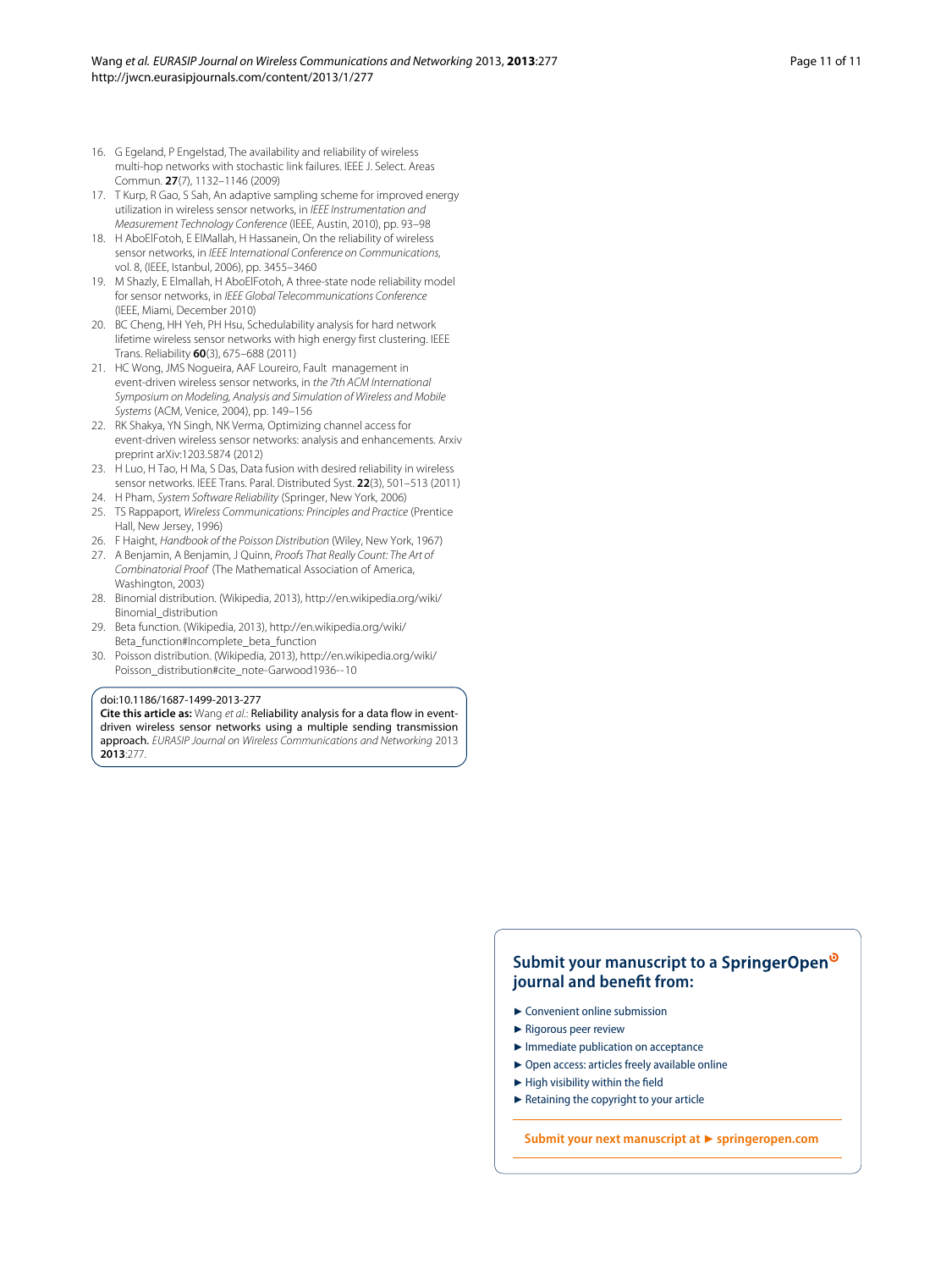16. G Egeland, P Engelstad, The availability and reliability of wireless multi-hop networks with stochastic link failures. IEEE J. Select. Areas Commun. **27**(7), 1132–1146 (2009)
17. T Kurp, R Gao, S Sah, An adaptive sampling scheme for improved energy utilization in wireless sensor networks, in *IEEE Instrumentation and Measurement Technology Conference* (IEEE, Austin, 2010), pp. 93–98
18. H AboElFotoh, E ElMallah, H Hassanein, On the reliability of wireless sensor networks, in *IEEE International Conference on Communications,* vol. 8, (IEEE, Istanbul, 2006), pp. 3455–3460
19. M Shazly, E Elmallah, H AboElFotoh, A three-state node reliability model for sensor networks, in *IEEE Global Telecommunications Conference* (IEEE, Miami, December 2010)
20. BC Cheng, HH Yeh, PH Hsu, Schedulability analysis for hard network lifetime wireless sensor networks with high energy first clustering. IEEE Trans. Reliability **60**(3), 675–688 (2011)
21. HC Wong, JMS Nogueira, AAF Loureiro, Fault management in event-driven wireless sensor networks, in *the 7th ACM International Symposium on Modeling, Analysis and Simulation of Wireless and Mobile Systems* (ACM, Venice, 2004), pp. 149–156
22. RK Shakya, YN Singh, NK Verma, Optimizing channel access for event-driven wireless sensor networks: analysis and enhancements. Arxiv preprint arXiv:1203.5874 (2012)
23. H Luo, H Tao, H Ma, S Das, Data fusion with desired reliability in wireless sensor networks. IEEE Trans. Paral. Distributed Syst. **22**(3), 501–513 (2011)
24. H Pham, *System Software Reliability* (Springer, New York, 2006)
25. TS Rappaport, *Wireless Communications: Principles and Practice* (Prentice Hall, New Jersey, 1996)
26. F Haight, *Handbook of the Poisson Distribution* (Wiley, New York, 1967)
27. A Benjamin, A Benjamin, J Quinn, *Proofs That Really Count: The Art of Combinatorial Proof* (The Mathematical Association of America, Washington, 2003)
28. Binomial distribution. (Wikipedia, 2013), http://en.wikipedia.org/wiki/Binomial_distribution
29. Beta function. (Wikipedia, 2013), http://en.wikipedia.org/wiki/Beta_function#Incomplete_beta_function
30. Poisson distribution. (Wikipedia, 2013), http://en.wikipedia.org/wiki/Poisson_distribution#cite_note-Garwood1936--10

doi:10.1186/1687-1499-2013-277

**Cite this article as:** Wang *et al.*: Reliability analysis for a data flow in event-driven wireless sensor networks using a multiple sending transmission approach. *EURASIP Journal on Wireless Communications and Networking* 2013 **2013**:277.

**Submit your manuscript to a SpringerOpen journal and benefit from:**

- ► Convenient online submission
- ► Rigorous peer review
- ► Immediate publication on acceptance
- ► Open access: articles freely available online
- ► High visibility within the field
- ► Retaining the copyright to your article

**Submit your next manuscript at ► springeropen.com**